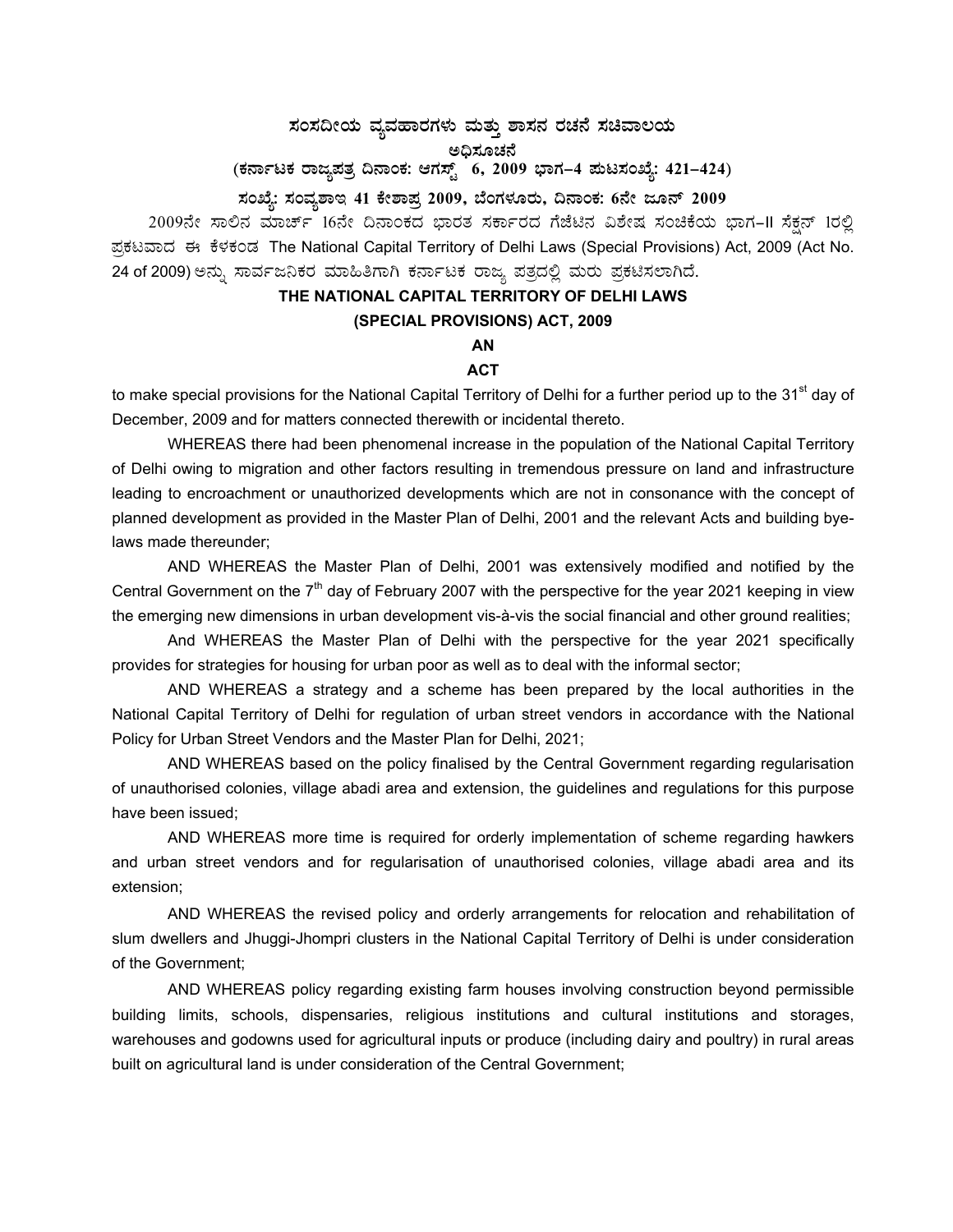## ಸಂಸದೀಯ ವ್ಯವಹಾರಗಳು ಮತ್ತು ಶಾಸನ ರಚನೆ ಸಚಿವಾಲಯ

### ಅಧಿಸೂಚನೆ

**(ಕರ್ನಾಟಕ ರಾಜ್ಯಪತ್ರ ದಿನಾಂಕ: ಆಗಸ್ಟ್ 6, 2009 ಭಾಗ-4 ಪುಟಸಂಖ್ಯೆ: 421-424)**

**ಸಂಖ್ಯೆ: ಸಂವ್ಯಶಾಇ 41 ಕೇಶಾಪ್ರ 2009, ಬೆಂಗಳೂರು, ದಿನಾಂಕ: 6ನೇ ಜೂನ್ 2009**

2009ನೇ ಸಾಲಿನ ಮಾರ್ಚ್ 16ನೇ ದಿನಾಂಕದ ಭಾರತ ಸರ್ಕಾರದ ಗೆಜೆಟಿನ ವಿಶೇಷ ಸಂಚಿಕೆಯ ಭಾಗ-II ಸೆಕ್ಷನ್ 1ರಲ್ಲಿ ಪ್ರಕಟವಾದ ಈ ಕೆಳಕಂಡ The National Capital Territory of Delhi Laws (Special Provisions) Act, 2009 (Act No. 24 of 2009) ಅನ್ನು ಸಾರ್ವಜನಿಕರ ಮಾಹಿತಿಗಾಗಿ ಕರ್ನಾಟಕ ರಾಜ್ಯ ಪತ್ರದಲ್ಲಿ ಮರು ಪ್ರಕಟಿಸಲಾಗಿದೆ.

# THE NATIONAL CAPITAL TERRITORY OF DELHI LAWS (SPECIAL PROVISIONS) ACT, 2009

**AN**

**ACT**

to make special provisions for the National Capital Territory of Delhi for a further period up to the 31st day of December, 2009 and for matters connected therewith or incidental thereto.

WHEREAS there had been phenomenal increase in the population of the National Capital Territory of Delhi owing to migration and other factors resulting in tremendous pressure on land and infrastructure leading to encroachment or unauthorized developments which are not in consonance with the concept of planned development as provided in the Master Plan of Delhi, 2001 and the relevant Acts and building bye-laws made thereunder;

AND WHEREAS the Master Plan of Delhi, 2001 was extensively modified and notified by the Central Government on the 7th day of February 2007 with the perspective for the year 2021 keeping in view the emerging new dimensions in urban development vis-à-vis the social financial and other ground realities;

And WHEREAS the Master Plan of Delhi with the perspective for the year 2021 specifically provides for strategies for housing for urban poor as well as to deal with the informal sector;

AND WHEREAS a strategy and a scheme has been prepared by the local authorities in the National Capital Territory of Delhi for regulation of urban street vendors in accordance with the National Policy for Urban Street Vendors and the Master Plan for Delhi, 2021;

AND WHEREAS based on the policy finalised by the Central Government regarding regularisation of unauthorised colonies, village abadi area and extension, the guidelines and regulations for this purpose have been issued;

AND WHEREAS more time is required for orderly implementation of scheme regarding hawkers and urban street vendors and for regularisation of unauthorised colonies, village abadi area and its extension;

AND WHEREAS the revised policy and orderly arrangements for relocation and rehabilitation of slum dwellers and Jhuggi-Jhompri clusters in the National Capital Territory of Delhi is under consideration of the Government;

AND WHEREAS policy regarding existing farm houses involving construction beyond permissible building limits, schools, dispensaries, religious institutions and cultural institutions and storages, warehouses and godowns used for agricultural inputs or produce (including dairy and poultry) in rural areas built on agricultural land is under consideration of the Central Government;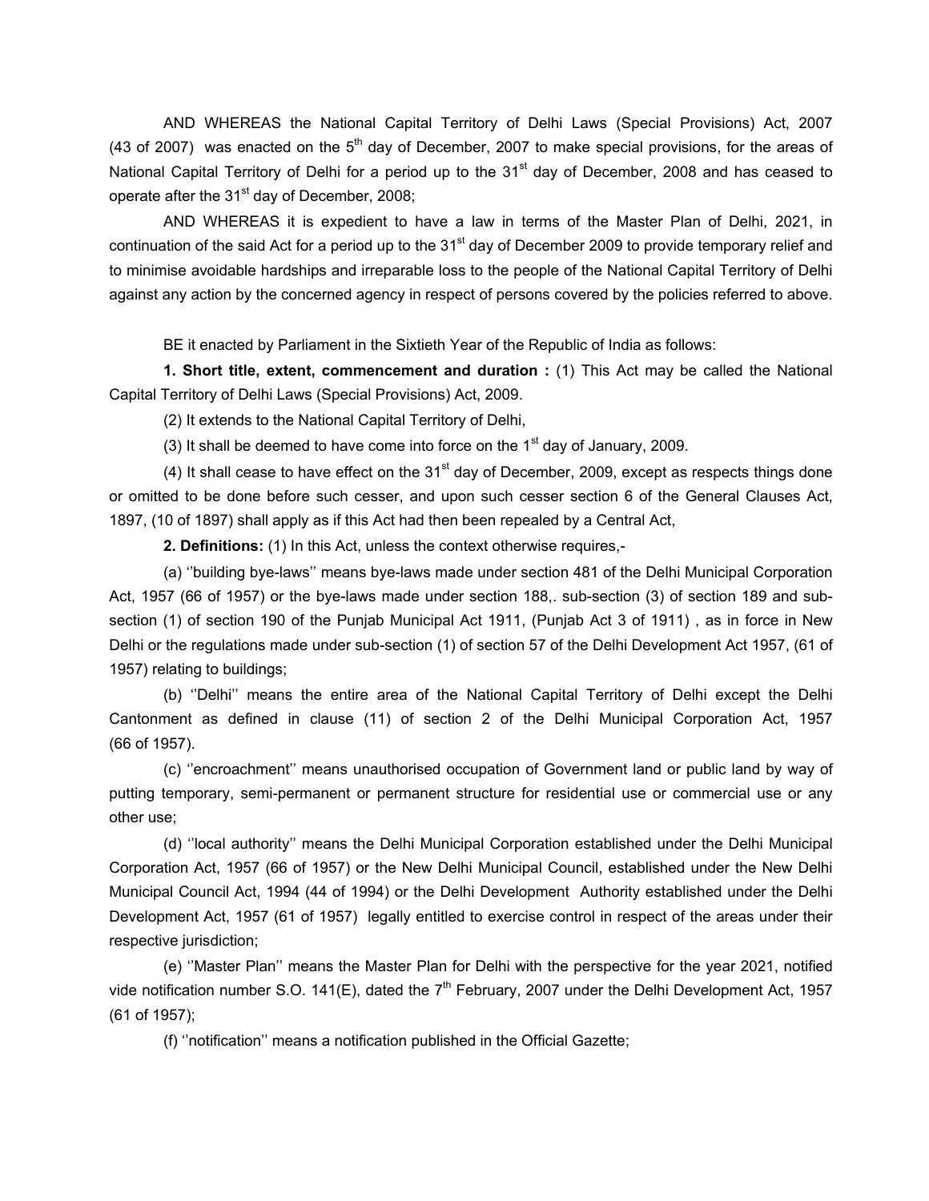AND WHEREAS the National Capital Territory of Delhi Laws (Special Provisions) Act, 2007 (43 of 2007) was enacted on the 5th day of December, 2007 to make special provisions, for the areas of National Capital Territory of Delhi for a period up to the 31st day of December, 2008 and has ceased to operate after the 31st day of December, 2008;

AND WHEREAS it is expedient to have a law in terms of the Master Plan of Delhi, 2021, in continuation of the said Act for a period up to the 31st day of December 2009 to provide temporary relief and to minimise avoidable hardships and irreparable loss to the people of the National Capital Territory of Delhi against any action by the concerned agency in respect of persons covered by the policies referred to above.

BE it enacted by Parliament in the Sixtieth Year of the Republic of India as follows:

**1. Short title, extent, commencement and duration :** (1) This Act may be called the National Capital Territory of Delhi Laws (Special Provisions) Act, 2009.

(2) It extends to the National Capital Territory of Delhi,

(3) It shall be deemed to have come into force on the 1st day of January, 2009.

(4) It shall cease to have effect on the 31st day of December, 2009, except as respects things done or omitted to be done before such cesser, and upon such cesser section 6 of the General Clauses Act, 1897, (10 of 1897) shall apply as if this Act had then been repealed by a Central Act,

**2. Definitions:** (1) In this Act, unless the context otherwise requires,-

(a) ''building bye-laws'' means bye-laws made under section 481 of the Delhi Municipal Corporation Act, 1957 (66 of 1957) or the bye-laws made under section 188,. sub-section (3) of section 189 and sub-section (1) of section 190 of the Punjab Municipal Act 1911, (Punjab Act 3 of 1911) , as in force in New Delhi or the regulations made under sub-section (1) of section 57 of the Delhi Development Act 1957, (61 of 1957) relating to buildings;

(b) ''Delhi'' means the entire area of the National Capital Territory of Delhi except the Delhi Cantonment as defined in clause (11) of section 2 of the Delhi Municipal Corporation Act, 1957 (66 of 1957).

(c) ''encroachment'' means unauthorised occupation of Government land or public land by way of putting temporary, semi-permanent or permanent structure for residential use or commercial use or any other use;

(d) ''local authority'' means the Delhi Municipal Corporation established under the Delhi Municipal Corporation Act, 1957 (66 of 1957) or the New Delhi Municipal Council, established under the New Delhi Municipal Council Act, 1994 (44 of 1994) or the Delhi Development Authority established under the Delhi Development Act, 1957 (61 of 1957) legally entitled to exercise control in respect of the areas under their respective jurisdiction;

(e) ''Master Plan'' means the Master Plan for Delhi with the perspective for the year 2021, notified vide notification number S.O. 141(E), dated the 7th February, 2007 under the Delhi Development Act, 1957 (61 of 1957);

(f) ''notification'' means a notification published in the Official Gazette;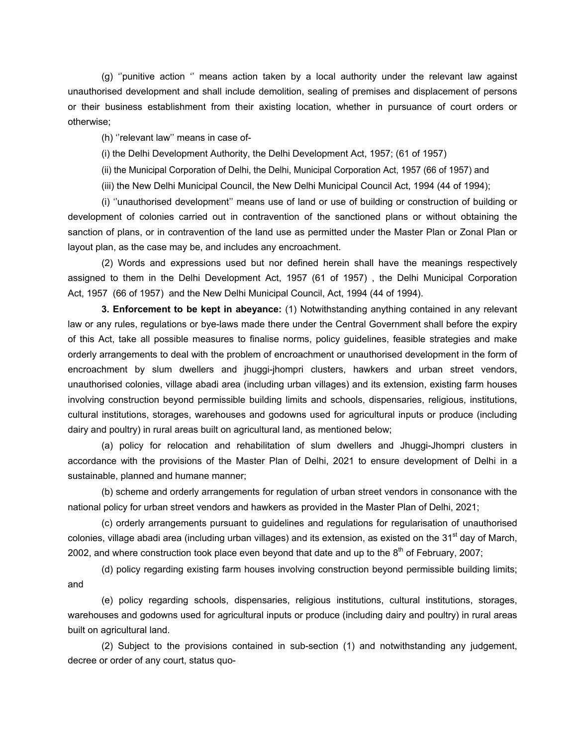(g) ''punitive action '' means action taken by a local authority under the relevant law against unauthorised development and shall include demolition, sealing of premises and displacement of persons or their business establishment from their axisting location, whether in pursuance of court orders or otherwise;

(h) ''relevant law'' means in case of-

(i) the Delhi Development Authority, the Delhi Development Act, 1957; (61 of 1957)

(ii) the Municipal Corporation of Delhi, the Delhi, Municipal Corporation Act, 1957 (66 of 1957) and

(iii) the New Delhi Municipal Council, the New Delhi Municipal Council Act, 1994 (44 of 1994);

(i) ''unauthorised development'' means use of land or use of building or construction of building or development of colonies carried out in contravention of the sanctioned plans or without obtaining the sanction of plans, or in contravention of the land use as permitted under the Master Plan or Zonal Plan or layout plan, as the case may be, and includes any encroachment.

(2) Words and expressions used but nor defined herein shall have the meanings respectively assigned to them in the Delhi Development Act, 1957 (61 of 1957) , the Delhi Municipal Corporation Act, 1957 (66 of 1957) and the New Delhi Municipal Council, Act, 1994 (44 of 1994).

**3. Enforcement to be kept in abeyance:** (1) Notwithstanding anything contained in any relevant law or any rules, regulations or bye-laws made there under the Central Government shall before the expiry of this Act, take all possible measures to finalise norms, policy guidelines, feasible strategies and make orderly arrangements to deal with the problem of encroachment or unauthorised development in the form of encroachment by slum dwellers and jhuggi-jhompri clusters, hawkers and urban street vendors, unauthorised colonies, village abadi area (including urban villages) and its extension, existing farm houses involving construction beyond permissible building limits and schools, dispensaries, religious, institutions, cultural institutions, storages, warehouses and godowns used for agricultural inputs or produce (including dairy and poultry) in rural areas built on agricultural land, as mentioned below;

(a) policy for relocation and rehabilitation of slum dwellers and Jhuggi-Jhompri clusters in accordance with the provisions of the Master Plan of Delhi, 2021 to ensure development of Delhi in a sustainable, planned and humane manner;

(b) scheme and orderly arrangements for regulation of urban street vendors in consonance with the national policy for urban street vendors and hawkers as provided in the Master Plan of Delhi, 2021;

(c) orderly arrangements pursuant to guidelines and regulations for regularisation of unauthorised colonies, village abadi area (including urban villages) and its extension, as existed on the 31st day of March, 2002, and where construction took place even beyond that date and up to the 8th of February, 2007;

(d) policy regarding existing farm houses involving construction beyond permissible building limits; and

(e) policy regarding schools, dispensaries, religious institutions, cultural institutions, storages, warehouses and godowns used for agricultural inputs or produce (including dairy and poultry) in rural areas built on agricultural land.

(2) Subject to the provisions contained in sub-section (1) and notwithstanding any judgement, decree or order of any court, status quo-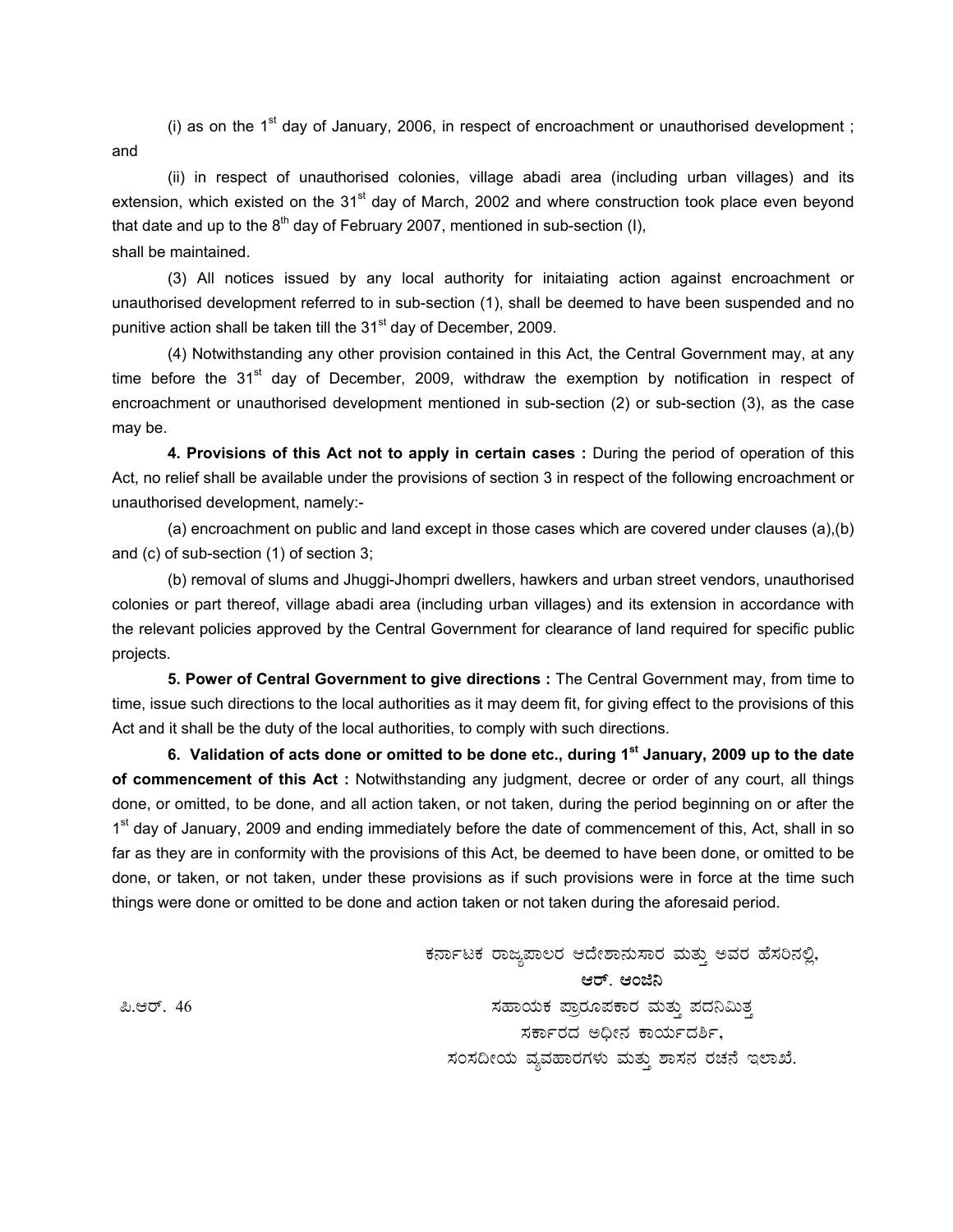(i) as on the 1st day of January, 2006, in respect of encroachment or unauthorised development ; and

(ii) in respect of unauthorised colonies, village abadi area (including urban villages) and its extension, which existed on the 31st day of March, 2002 and where construction took place even beyond that date and up to the 8th day of February 2007, mentioned in sub-section (I),

shall be maintained.

(3) All notices issued by any local authority for initaiating action against encroachment or unauthorised development referred to in sub-section (1), shall be deemed to have been suspended and no punitive action shall be taken till the 31st day of December, 2009.

(4) Notwithstanding any other provision contained in this Act, the Central Government may, at any time before the 31st day of December, 2009, withdraw the exemption by notification in respect of encroachment or unauthorised development mentioned in sub-section (2) or sub-section (3), as the case may be.

**4. Provisions of this Act not to apply in certain cases :** During the period of operation of this Act, no relief shall be available under the provisions of section 3 in respect of the following encroachment or unauthorised development, namely:-

(a) encroachment on public and land except in those cases which are covered under clauses (a),(b) and (c) of sub-section (1) of section 3;

(b) removal of slums and Jhuggi-Jhompri dwellers, hawkers and urban street vendors, unauthorised colonies or part thereof, village abadi area (including urban villages) and its extension in accordance with the relevant policies approved by the Central Government for clearance of land required for specific public projects.

**5. Power of Central Government to give directions :** The Central Government may, from time to time, issue such directions to the local authorities as it may deem fit, for giving effect to the provisions of this Act and it shall be the duty of the local authorities, to comply with such directions.

**6. Validation of acts done or omitted to be done etc., during 1st January, 2009 up to the date of commencement of this Act :** Notwithstanding any judgment, decree or order of any court, all things done, or omitted, to be done, and all action taken, or not taken, during the period beginning on or after the 1st day of January, 2009 and ending immediately before the date of commencement of this, Act, shall in so far as they are in conformity with the provisions of this Act, be deemed to have been done, or omitted to be done, or taken, or not taken, under these provisions as if such provisions were in force at the time such things were done or omitted to be done and action taken or not taken during the aforesaid period.

ಕರ್ನಾಟಕ ರಾಜ್ಯಪಾಲರ ಆದೇಶಾನುಸಾರ ಮತ್ತು ಅವರ ಹೆಸರಿನಲ್ಲಿ,

**ಆರ್. ಆಂಜಿನಿ**

ಪಿ.ಆರ್. 46

ಸಹಾಯಕ ಪ್ರಾರೂಪಕಾರ ಮತ್ತು ಪದನಿಮಿತ್ತ
ಸರ್ಕಾರದ ಅಧೀನ ಕಾರ್ಯದರ್ಶಿ,
ಸಂಸದೀಯ ವ್ಯವಹಾರಗಳು ಮತ್ತು ಶಾಸನ ರಚನೆ ಇಲಾಖೆ.